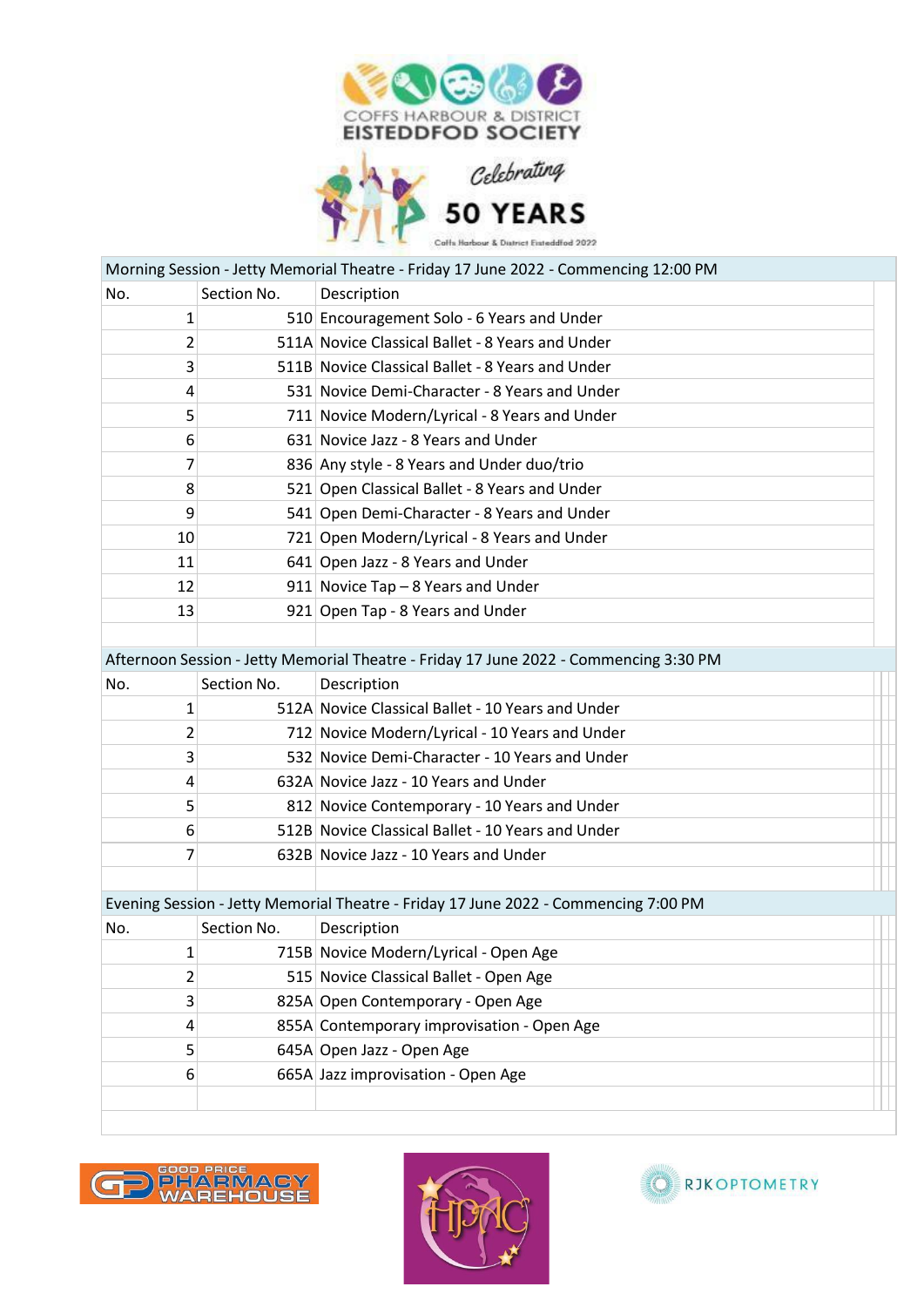COFFS HARBOUR & DISTRICT
# EISTEDDFOD SOCIETY

*Celebrating*
## 50 YEARS
Coffs Harbour & District Eisteddfod 2022

| Morning Session - Jetty Memorial Theatre - Friday 17 June 2022 - Commencing 12:00 PM | | |
|---|---|---|
| No. | Section No. | Description |
| 1 | 510 | Encouragement Solo - 6 Years and Under |
| 2 | 511A | Novice Classical Ballet - 8 Years and Under |
| 3 | 511B | Novice Classical Ballet - 8 Years and Under |
| 4 | 531 | Novice Demi-Character - 8 Years and Under |
| 5 | 711 | Novice Modern/Lyrical - 8 Years and Under |
| 6 | 631 | Novice Jazz - 8 Years and Under |
| 7 | 836 | Any style - 8 Years and Under duo/trio |
| 8 | 521 | Open Classical Ballet - 8 Years and Under |
| 9 | 541 | Open Demi-Character - 8 Years and Under |
| 10 | 721 | Open Modern/Lyrical - 8 Years and Under |
| 11 | 641 | Open Jazz - 8 Years and Under |
| 12 | 911 | Novice Tap – 8 Years and Under |
| 13 | 921 | Open Tap - 8 Years and Under |

| Afternoon Session - Jetty Memorial Theatre - Friday 17 June 2022 - Commencing 3:30 PM | | |
|---|---|---|
| No. | Section No. | Description |
| 1 | 512A | Novice Classical Ballet - 10 Years and Under |
| 2 | 712 | Novice Modern/Lyrical - 10 Years and Under |
| 3 | 532 | Novice Demi-Character - 10 Years and Under |
| 4 | 632A | Novice Jazz - 10 Years and Under |
| 5 | 812 | Novice Contemporary - 10 Years and Under |
| 6 | 512B | Novice Classical Ballet - 10 Years and Under |
| 7 | 632B | Novice Jazz - 10 Years and Under |

| Evening Session - Jetty Memorial Theatre - Friday 17 June 2022 - Commencing 7:00 PM | | |
|---|---|---|
| No. | Section No. | Description |
| 1 | 715B | Novice Modern/Lyrical - Open Age |
| 2 | 515 | Novice Classical Ballet - Open Age |
| 3 | 825A | Open Contemporary - Open Age |
| 4 | 855A | Contemporary improvisation - Open Age |
| 5 | 645A | Open Jazz - Open Age |
| 6 | 665A | Jazz improvisation - Open Age |

GOOD PRICE PHARMACY WAREHOUSE

HPAC

RJKOPTOMETRY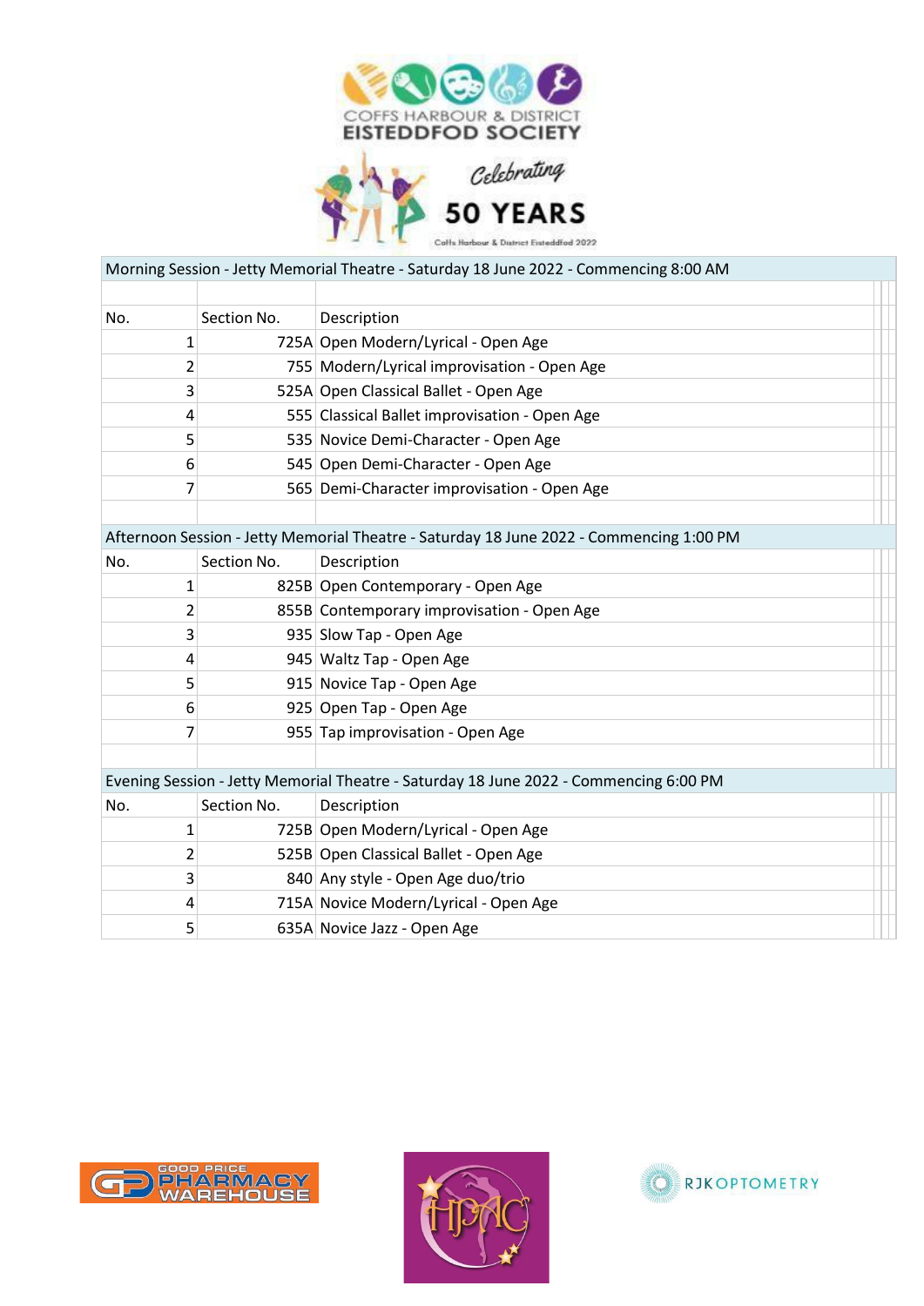COFFS HARBOUR & DISTRICT EISTEDDFOD SOCIETY

Celebrating 50 YEARS

Coffs Harbour & District Eisteddfod 2022

## Morning Session - Jetty Memorial Theatre - Saturday 18 June 2022 - Commencing 8:00 AM

| No. | Section No. | Description |
|---|---|---|
| 1 | 725A | Open Modern/Lyrical - Open Age |
| 2 | 755 | Modern/Lyrical improvisation - Open Age |
| 3 | 525A | Open Classical Ballet - Open Age |
| 4 | 555 | Classical Ballet improvisation - Open Age |
| 5 | 535 | Novice Demi-Character - Open Age |
| 6 | 545 | Open Demi-Character - Open Age |
| 7 | 565 | Demi-Character improvisation - Open Age |

## Afternoon Session - Jetty Memorial Theatre - Saturday 18 June 2022 - Commencing 1:00 PM

| No. | Section No. | Description |
|---|---|---|
| 1 | 825B | Open Contemporary - Open Age |
| 2 | 855B | Contemporary improvisation - Open Age |
| 3 | 935 | Slow Tap - Open Age |
| 4 | 945 | Waltz Tap - Open Age |
| 5 | 915 | Novice Tap - Open Age |
| 6 | 925 | Open Tap - Open Age |
| 7 | 955 | Tap improvisation - Open Age |

## Evening Session - Jetty Memorial Theatre - Saturday 18 June 2022 - Commencing 6:00 PM

| No. | Section No. | Description |
|---|---|---|
| 1 | 725B | Open Modern/Lyrical - Open Age |
| 2 | 525B | Open Classical Ballet - Open Age |
| 3 | 840 | Any style - Open Age duo/trio |
| 4 | 715A | Novice Modern/Lyrical - Open Age |
| 5 | 635A | Novice Jazz - Open Age |

GOOD PRICE PHARMACY WAREHOUSE

HPAC

RJKOPTOMETRY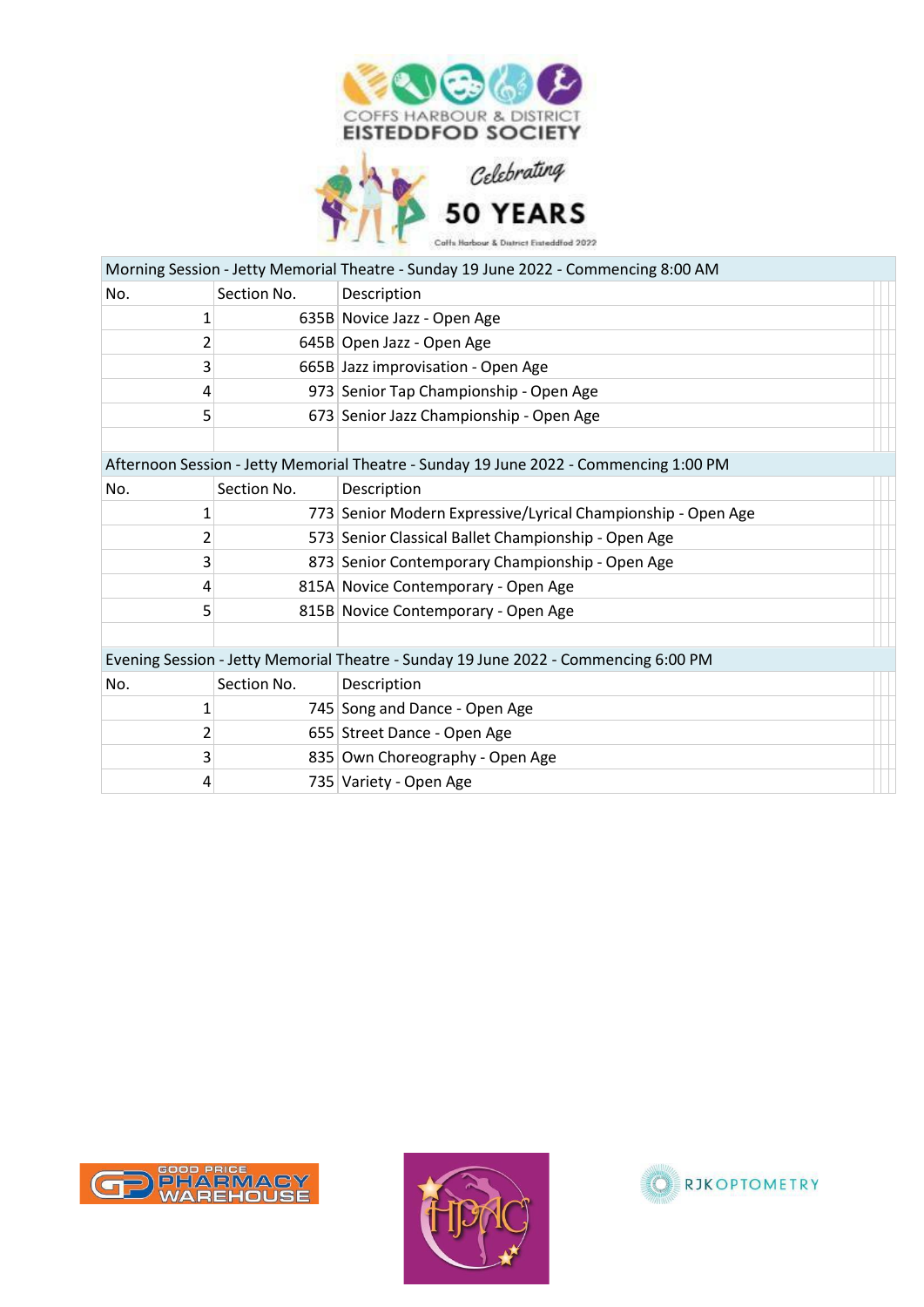COFFS HARBOUR & DISTRICT
EISTEDDFOD SOCIETY

Celebrating
50 YEARS

Coffs Harbour & District Eisteddfod 2022

| Morning Session - Jetty Memorial Theatre - Sunday 19 June 2022 - Commencing 8:00 AM | | |
|---|---|---|
| No. | Section No. | Description |
| 1 | 635B | Novice Jazz - Open Age |
| 2 | 645B | Open Jazz - Open Age |
| 3 | 665B | Jazz improvisation - Open Age |
| 4 | 973 | Senior Tap Championship - Open Age |
| 5 | 673 | Senior Jazz Championship - Open Age |

| Afternoon Session - Jetty Memorial Theatre - Sunday 19 June 2022 - Commencing 1:00 PM | | |
|---|---|---|
| No. | Section No. | Description |
| 1 | 773 | Senior Modern Expressive/Lyrical Championship - Open Age |
| 2 | 573 | Senior Classical Ballet Championship - Open Age |
| 3 | 873 | Senior Contemporary Championship - Open Age |
| 4 | 815A | Novice Contemporary - Open Age |
| 5 | 815B | Novice Contemporary - Open Age |

| Evening Session - Jetty Memorial Theatre - Sunday 19 June 2022 - Commencing 6:00 PM | | |
|---|---|---|
| No. | Section No. | Description |
| 1 | 745 | Song and Dance - Open Age |
| 2 | 655 | Street Dance - Open Age |
| 3 | 835 | Own Choreography - Open Age |
| 4 | 735 | Variety - Open Age |

GOOD PRICE PHARMACY WAREHOUSE

HPAC

RJK OPTOMETRY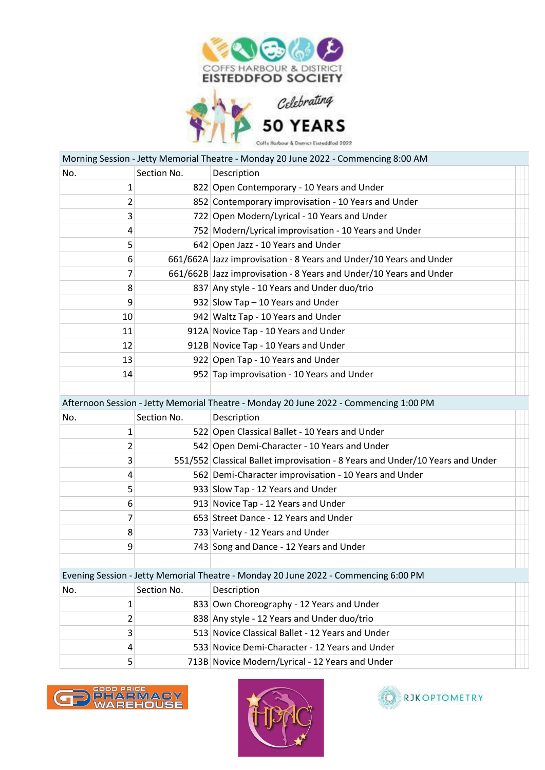COFFS HARBOUR & DISTRICT EISTEDDFOD SOCIETY

Celebrating 50 YEARS

Coffs Harbour & District Eisteddfod 2022

| Morning Session - Jetty Memorial Theatre - Monday 20 June 2022 - Commencing 8:00 AM | | |
|---|---|---|
| No. | Section No. | Description |
| 1 | 822 | Open Contemporary - 10 Years and Under |
| 2 | 852 | Contemporary improvisation - 10 Years and Under |
| 3 | 722 | Open Modern/Lyrical - 10 Years and Under |
| 4 | 752 | Modern/Lyrical improvisation - 10 Years and Under |
| 5 | 642 | Open Jazz - 10 Years and Under |
| 6 | 661/662A | Jazz improvisation - 8 Years and Under/10 Years and Under |
| 7 | 661/662B | Jazz improvisation - 8 Years and Under/10 Years and Under |
| 8 | 837 | Any style - 10 Years and Under duo/trio |
| 9 | 932 | Slow Tap – 10 Years and Under |
| 10 | 942 | Waltz Tap - 10 Years and Under |
| 11 | 912A | Novice Tap - 10 Years and Under |
| 12 | 912B | Novice Tap - 10 Years and Under |
| 13 | 922 | Open Tap - 10 Years and Under |
| 14 | 952 | Tap improvisation - 10 Years and Under |

| Afternoon Session - Jetty Memorial Theatre - Monday 20 June 2022 - Commencing 1:00 PM | | |
|---|---|---|
| No. | Section No. | Description |
| 1 | 522 | Open Classical Ballet - 10 Years and Under |
| 2 | 542 | Open Demi-Character - 10 Years and Under |
| 3 | 551/552 | Classical Ballet improvisation - 8 Years and Under/10 Years and Under |
| 4 | 562 | Demi-Character improvisation - 10 Years and Under |
| 5 | 933 | Slow Tap - 12 Years and Under |
| 6 | 913 | Novice Tap - 12 Years and Under |
| 7 | 653 | Street Dance - 12 Years and Under |
| 8 | 733 | Variety - 12 Years and Under |
| 9 | 743 | Song and Dance - 12 Years and Under |

| Evening Session - Jetty Memorial Theatre - Monday 20 June 2022 - Commencing 6:00 PM | | |
|---|---|---|
| No. | Section No. | Description |
| 1 | 833 | Own Choreography - 12 Years and Under |
| 2 | 838 | Any style - 12 Years and Under duo/trio |
| 3 | 513 | Novice Classical Ballet - 12 Years and Under |
| 4 | 533 | Novice Demi-Character - 12 Years and Under |
| 5 | 713B | Novice Modern/Lyrical - 12 Years and Under |

GOOD PRICE PHARMACY WAREHOUSE

HPAC

RJKOPTOMETRY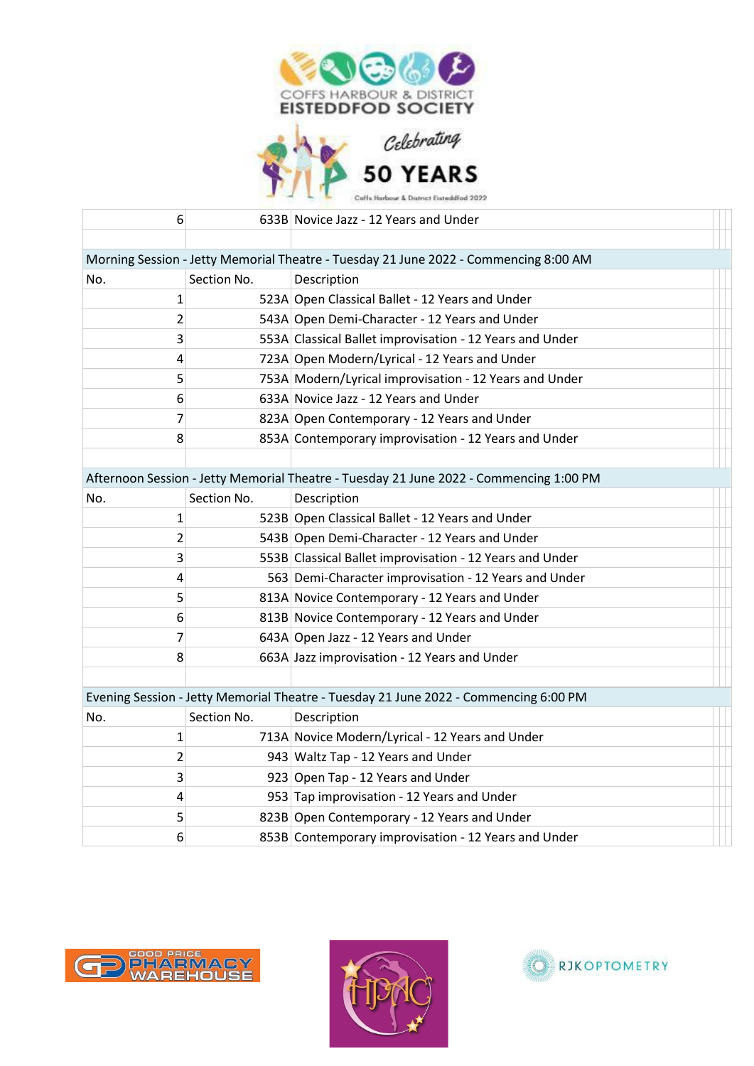| | | |
|---|---|---|
| 6 | 633B | Novice Jazz - 12 Years and Under |

**Morning Session - Jetty Memorial Theatre - Tuesday 21 June 2022 - Commencing 8:00 AM**

| No. | Section No. | Description |
|---|---|---|
| 1 | 523A | Open Classical Ballet - 12 Years and Under |
| 2 | 543A | Open Demi-Character - 12 Years and Under |
| 3 | 553A | Classical Ballet improvisation - 12 Years and Under |
| 4 | 723A | Open Modern/Lyrical - 12 Years and Under |
| 5 | 753A | Modern/Lyrical improvisation - 12 Years and Under |
| 6 | 633A | Novice Jazz - 12 Years and Under |
| 7 | 823A | Open Contemporary - 12 Years and Under |
| 8 | 853A | Contemporary improvisation - 12 Years and Under |

**Afternoon Session - Jetty Memorial Theatre - Tuesday 21 June 2022 - Commencing 1:00 PM**

| No. | Section No. | Description |
|---|---|---|
| 1 | 523B | Open Classical Ballet - 12 Years and Under |
| 2 | 543B | Open Demi-Character - 12 Years and Under |
| 3 | 553B | Classical Ballet improvisation - 12 Years and Under |
| 4 | 563 | Demi-Character improvisation - 12 Years and Under |
| 5 | 813A | Novice Contemporary - 12 Years and Under |
| 6 | 813B | Novice Contemporary - 12 Years and Under |
| 7 | 643A | Open Jazz - 12 Years and Under |
| 8 | 663A | Jazz improvisation - 12 Years and Under |

**Evening Session - Jetty Memorial Theatre - Tuesday 21 June 2022 - Commencing 6:00 PM**

| No. | Section No. | Description |
|---|---|---|
| 1 | 713A | Novice Modern/Lyrical - 12 Years and Under |
| 2 | 943 | Waltz Tap - 12 Years and Under |
| 3 | 923 | Open Tap - 12 Years and Under |
| 4 | 953 | Tap improvisation - 12 Years and Under |
| 5 | 823B | Open Contemporary - 12 Years and Under |
| 6 | 853B | Contemporary improvisation - 12 Years and Under |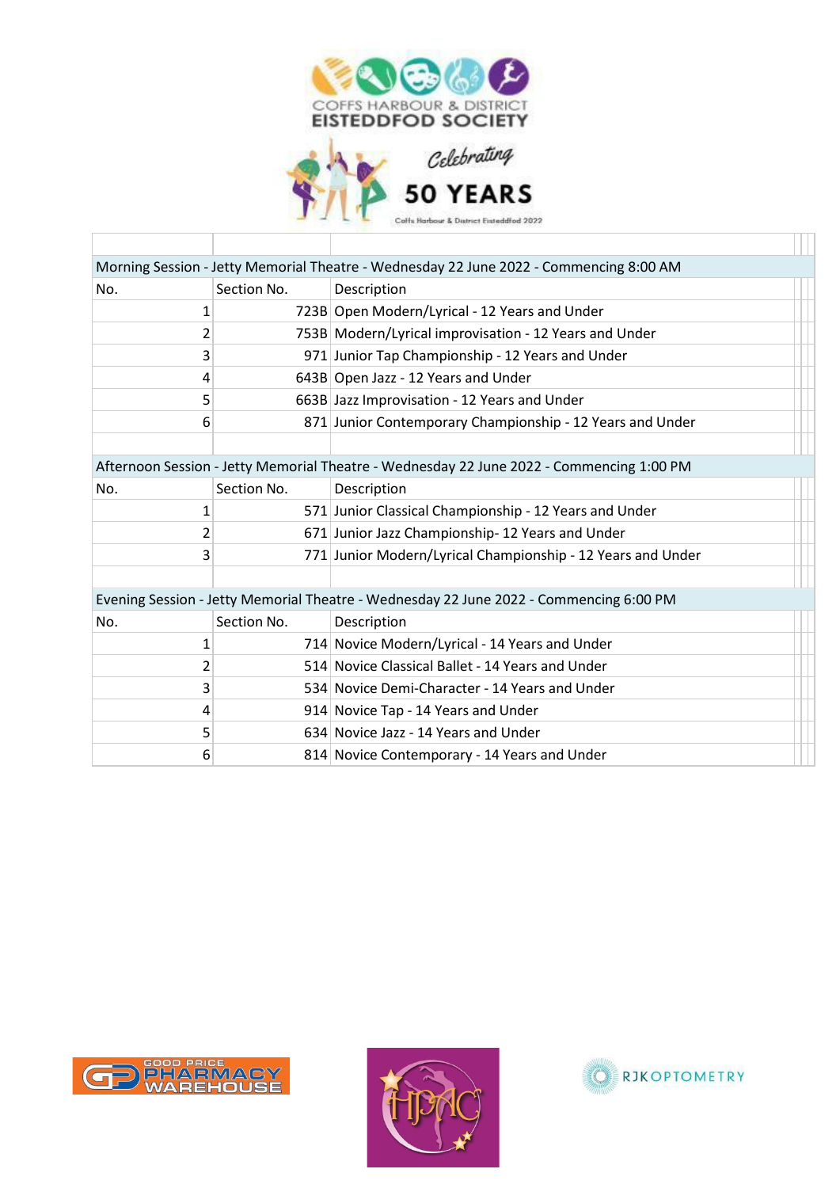COFFS HARBOUR & DISTRICT
EISTEDDFOD SOCIETY

Celebrating
50 YEARS

| No. | Section No. | Description |
|---|---|---|
| **Morning Session - Jetty Memorial Theatre - Wednesday 22 June 2022 - Commencing 8:00 AM** | | |
| No. | Section No. | Description |
| 1 | 723B | Open Modern/Lyrical - 12 Years and Under |
| 2 | 753B | Modern/Lyrical improvisation - 12 Years and Under |
| 3 | 971 | Junior Tap Championship - 12 Years and Under |
| 4 | 643B | Open Jazz - 12 Years and Under |
| 5 | 663B | Jazz Improvisation - 12 Years and Under |
| 6 | 871 | Junior Contemporary Championship - 12 Years and Under |
| **Afternoon Session - Jetty Memorial Theatre - Wednesday 22 June 2022 - Commencing 1:00 PM** | | |
| No. | Section No. | Description |
| 1 | 571 | Junior Classical Championship - 12 Years and Under |
| 2 | 671 | Junior Jazz Championship- 12 Years and Under |
| 3 | 771 | Junior Modern/Lyrical Championship - 12 Years and Under |
| **Evening Session - Jetty Memorial Theatre - Wednesday 22 June 2022 - Commencing 6:00 PM** | | |
| No. | Section No. | Description |
| 1 | 714 | Novice Modern/Lyrical - 14 Years and Under |
| 2 | 514 | Novice Classical Ballet - 14 Years and Under |
| 3 | 534 | Novice Demi-Character - 14 Years and Under |
| 4 | 914 | Novice Tap - 14 Years and Under |
| 5 | 634 | Novice Jazz - 14 Years and Under |
| 6 | 814 | Novice Contemporary - 14 Years and Under |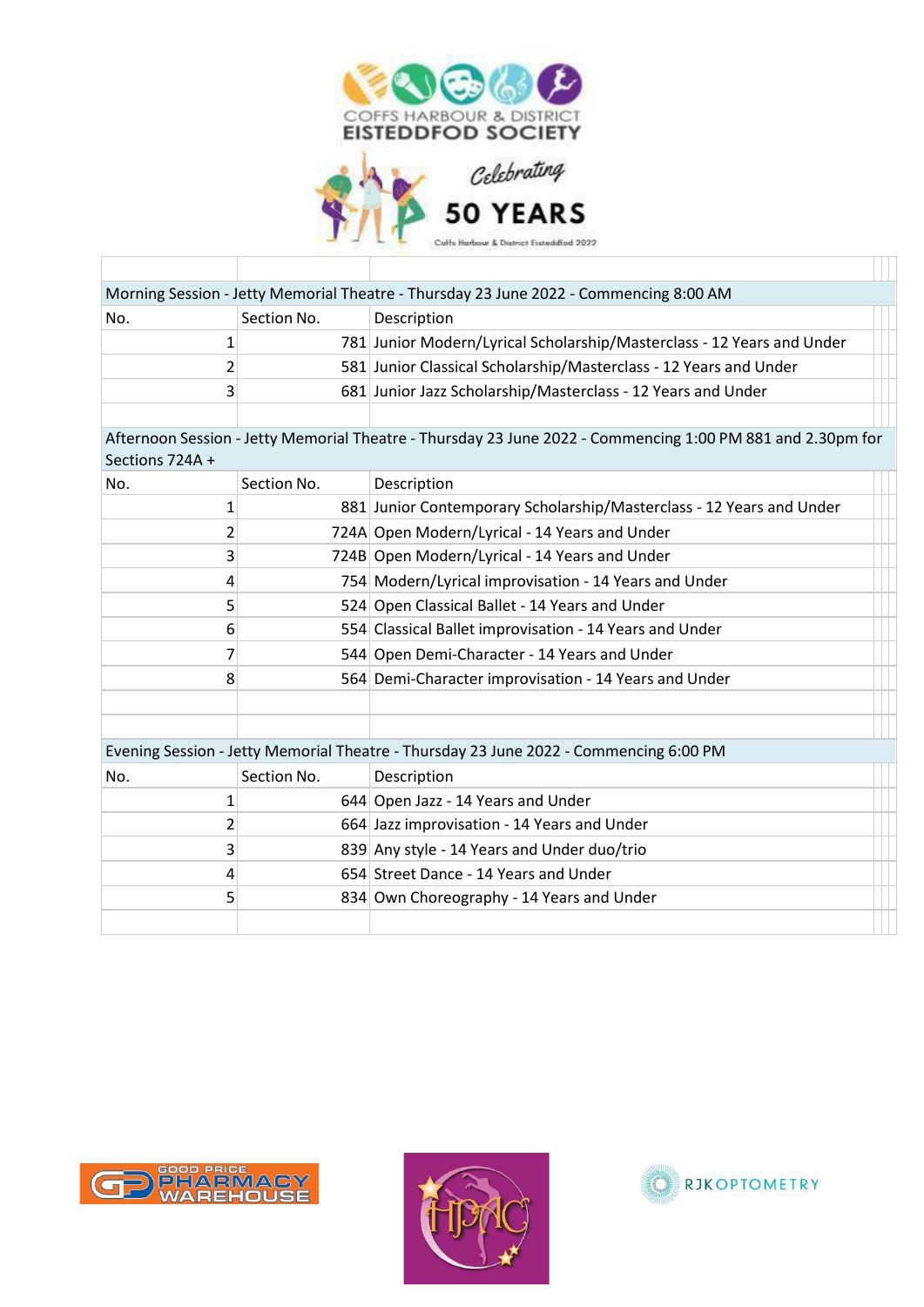COFFS HARBOUR & DISTRICT EISTEDDFOD SOCIETY

Celebrating 50 YEARS

Coffs Harbour & District Eisteddfod 2022

## Morning Session - Jetty Memorial Theatre - Thursday 23 June 2022 - Commencing 8:00 AM

| No. | Section No. | Description |
|---|---|---|
| 1 | 781 | Junior Modern/Lyrical Scholarship/Masterclass - 12 Years and Under |
| 2 | 581 | Junior Classical Scholarship/Masterclass - 12 Years and Under |
| 3 | 681 | Junior Jazz Scholarship/Masterclass - 12 Years and Under |

## Afternoon Session - Jetty Memorial Theatre - Thursday 23 June 2022 - Commencing 1:00 PM 881 and 2.30pm for Sections 724A +

| No. | Section No. | Description |
|---|---|---|
| 1 | 881 | Junior Contemporary Scholarship/Masterclass - 12 Years and Under |
| 2 | 724A | Open Modern/Lyrical - 14 Years and Under |
| 3 | 724B | Open Modern/Lyrical - 14 Years and Under |
| 4 | 754 | Modern/Lyrical improvisation - 14 Years and Under |
| 5 | 524 | Open Classical Ballet - 14 Years and Under |
| 6 | 554 | Classical Ballet improvisation - 14 Years and Under |
| 7 | 544 | Open Demi-Character - 14 Years and Under |
| 8 | 564 | Demi-Character improvisation - 14 Years and Under |

## Evening Session - Jetty Memorial Theatre - Thursday 23 June 2022 - Commencing 6:00 PM

| No. | Section No. | Description |
|---|---|---|
| 1 | 644 | Open Jazz - 14 Years and Under |
| 2 | 664 | Jazz improvisation - 14 Years and Under |
| 3 | 839 | Any style - 14 Years and Under duo/trio |
| 4 | 654 | Street Dance - 14 Years and Under |
| 5 | 834 | Own Choreography - 14 Years and Under |

GOOD PRICE PHARMACY WAREHOUSE

HPAC

RJK OPTOMETRY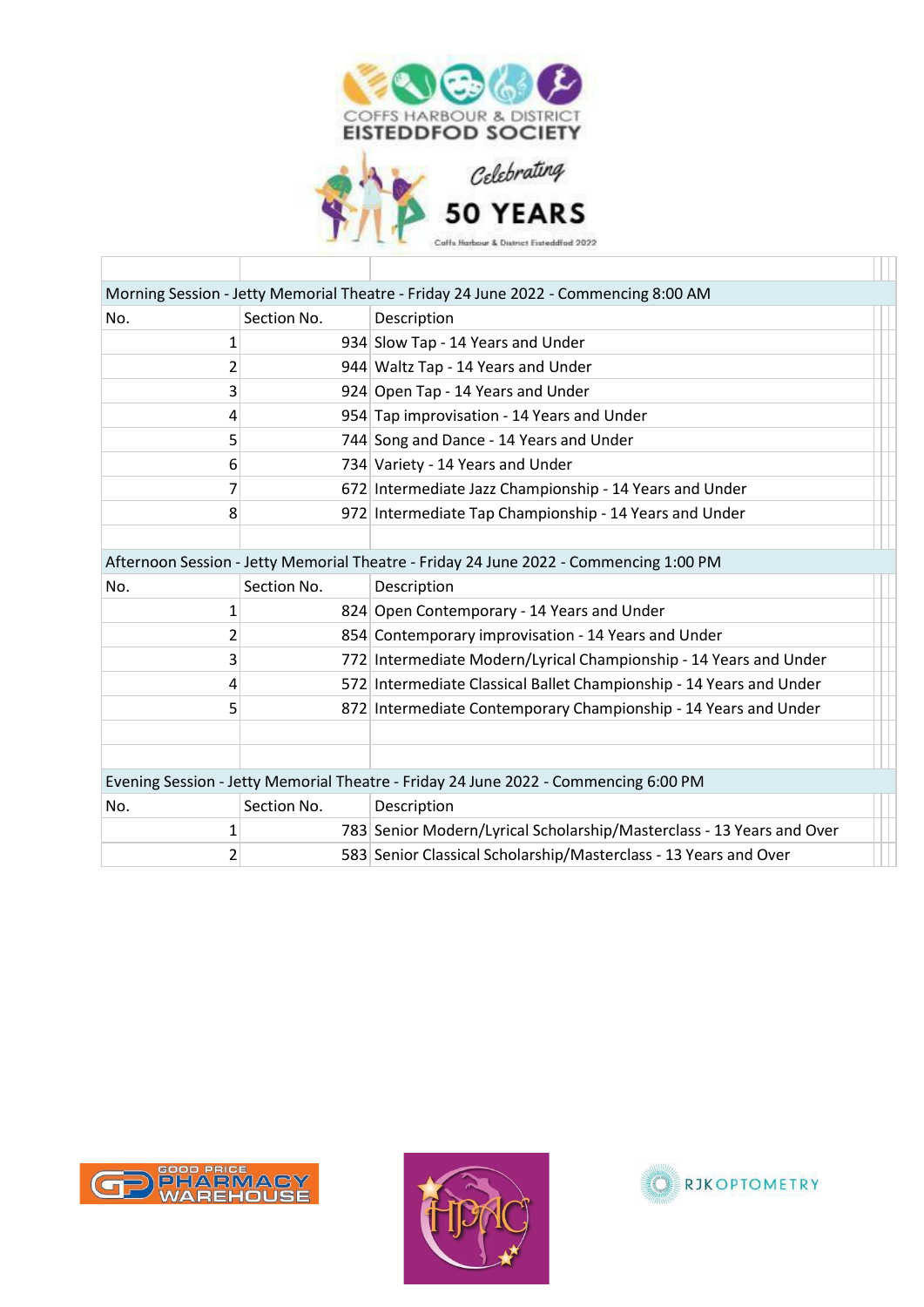COFFS HARBOUR & DISTRICT
EISTEDDFOD SOCIETY

Celebrating

50 YEARS

Coffs Harbour & District Eisteddfod 2022

| Morning Session - Jetty Memorial Theatre - Friday 24 June 2022 - Commencing 8:00 AM | | |
|---|---|---|
| No. | Section No. | Description |
| 1 | 934 | Slow Tap - 14 Years and Under |
| 2 | 944 | Waltz Tap - 14 Years and Under |
| 3 | 924 | Open Tap - 14 Years and Under |
| 4 | 954 | Tap improvisation - 14 Years and Under |
| 5 | 744 | Song and Dance - 14 Years and Under |
| 6 | 734 | Variety - 14 Years and Under |
| 7 | 672 | Intermediate Jazz Championship - 14 Years and Under |
| 8 | 972 | Intermediate Tap Championship - 14 Years and Under |

| Afternoon Session - Jetty Memorial Theatre - Friday 24 June 2022 - Commencing 1:00 PM | | |
|---|---|---|
| No. | Section No. | Description |
| 1 | 824 | Open Contemporary - 14 Years and Under |
| 2 | 854 | Contemporary improvisation - 14 Years and Under |
| 3 | 772 | Intermediate Modern/Lyrical Championship - 14 Years and Under |
| 4 | 572 | Intermediate Classical Ballet Championship - 14 Years and Under |
| 5 | 872 | Intermediate Contemporary Championship - 14 Years and Under |

| Evening Session - Jetty Memorial Theatre - Friday 24 June 2022 - Commencing 6:00 PM | | |
|---|---|---|
| No. | Section No. | Description |
| 1 | 783 | Senior Modern/Lyrical Scholarship/Masterclass - 13 Years and Over |
| 2 | 583 | Senior Classical Scholarship/Masterclass - 13 Years and Over |

GOOD PRICE PHARMACY WAREHOUSE

HPAC

RJKOPTOMETRY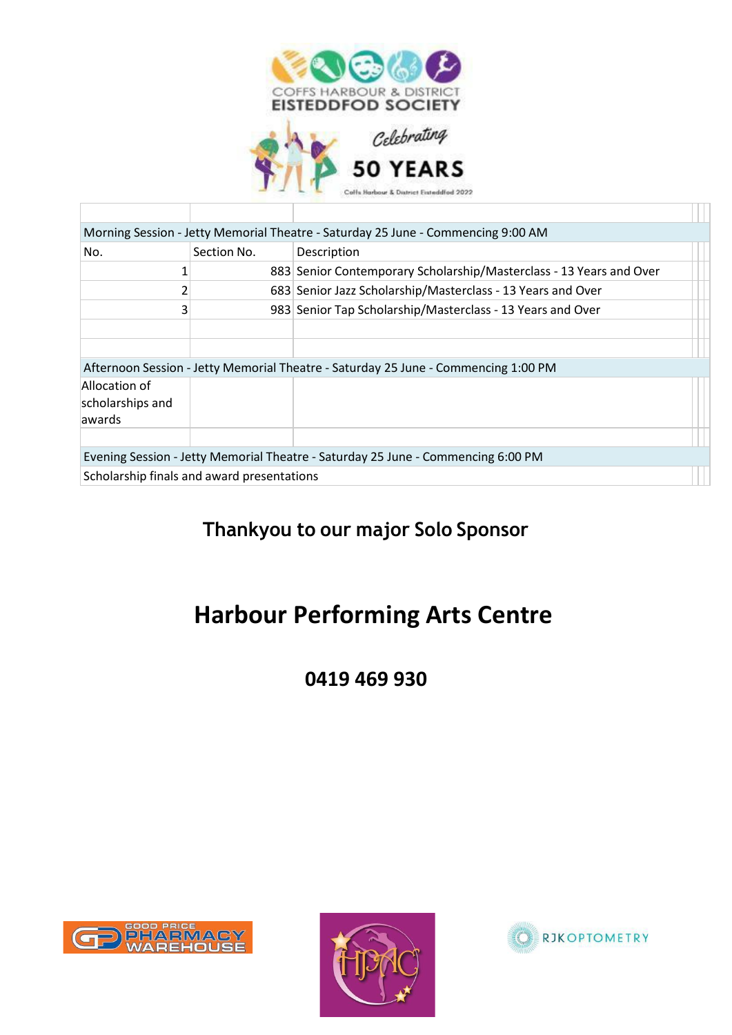COFFS HARBOUR & DISTRICT
EISTEDDFOD SOCIETY

Celebrating
50 YEARS
Coffs Harbour & District Eisteddfod 2022

| | | |
|---|---|---|
| Morning Session - Jetty Memorial Theatre - Saturday 25 June - Commencing 9:00 AM | | |
| No. | Section No. | Description |
| 1 | 883 | Senior Contemporary Scholarship/Masterclass - 13 Years and Over |
| 2 | 683 | Senior Jazz Scholarship/Masterclass - 13 Years and Over |
| 3 | 983 | Senior Tap Scholarship/Masterclass - 13 Years and Over |
| | | |
| | | |
| Afternoon Session - Jetty Memorial Theatre - Saturday 25 June - Commencing 1:00 PM | | |
| Allocation of scholarships and awards | | |
| | | |
| Evening Session - Jetty Memorial Theatre - Saturday 25 June - Commencing 6:00 PM | | |
| Scholarship finals and award presentations | | |

## Thankyou to our major Solo Sponsor

# Harbour Performing Arts Centre

**0419 469 930**

GOOD PRICE PHARMACY WAREHOUSE

HPAC

RJK OPTOMETRY